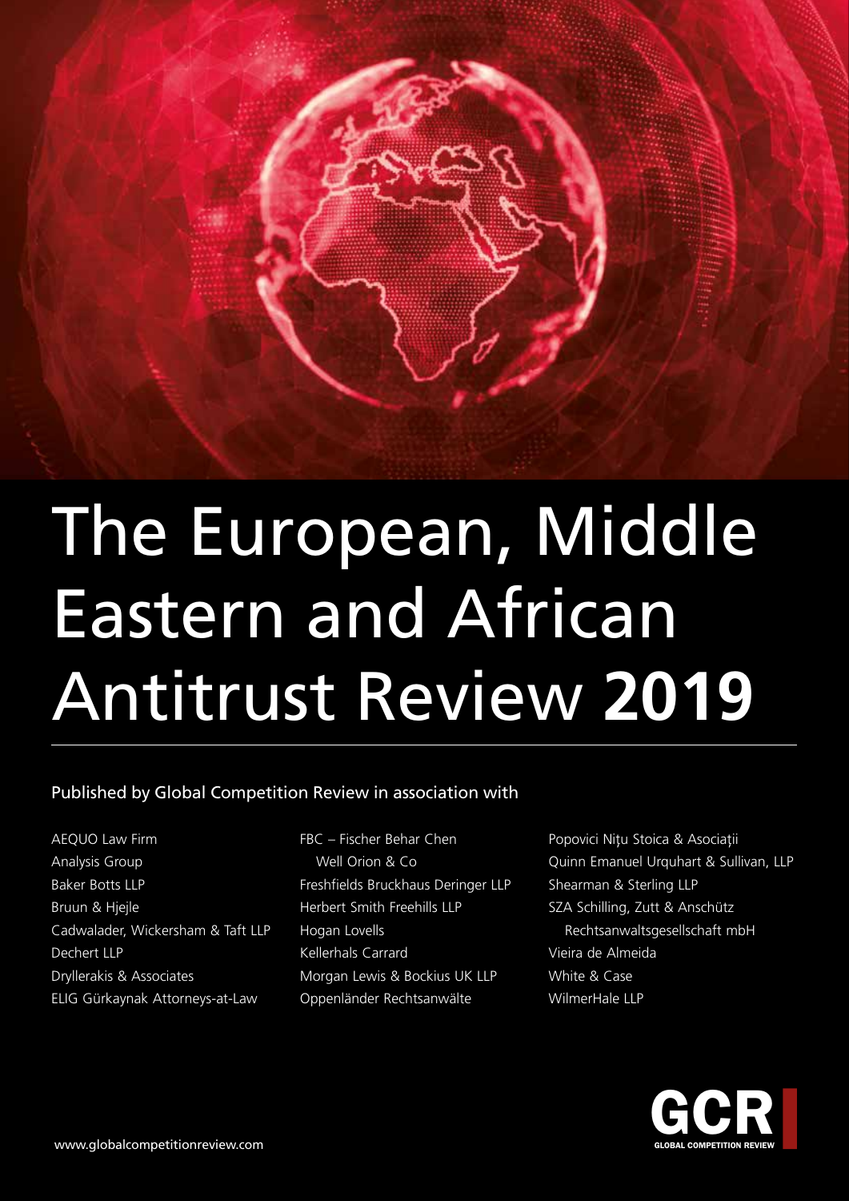# The European, Middle Eastern and African Antitrust Review **2019**

Published by Global Competition Review in association with

AEQUO Law Firm
Analysis Group
Baker Botts LLP
Bruun & Hjejle
Cadwalader, Wickersham & Taft LLP
Dechert LLP
Dryllerakis & Associates
ELIG Gürkaynak Attorneys-at-Law
FBC – Fischer Behar Chen Well Orion & Co
Freshfields Bruckhaus Deringer LLP
Herbert Smith Freehills LLP
Hogan Lovells
Kellerhals Carrard
Morgan Lewis & Bockius UK LLP
Oppenländer Rechtsanwälte
Popovici Nițu Stoica & Asociații
Quinn Emanuel Urquhart & Sullivan, LLP
Shearman & Sterling LLP
SZA Schilling, Zutt & Anschütz Rechtsanwaltsgesellschaft mbH
Vieira de Almeida
White & Case
WilmerHale LLP

www.globalcompetitionreview.com

GCR
GLOBAL COMPETITION REVIEW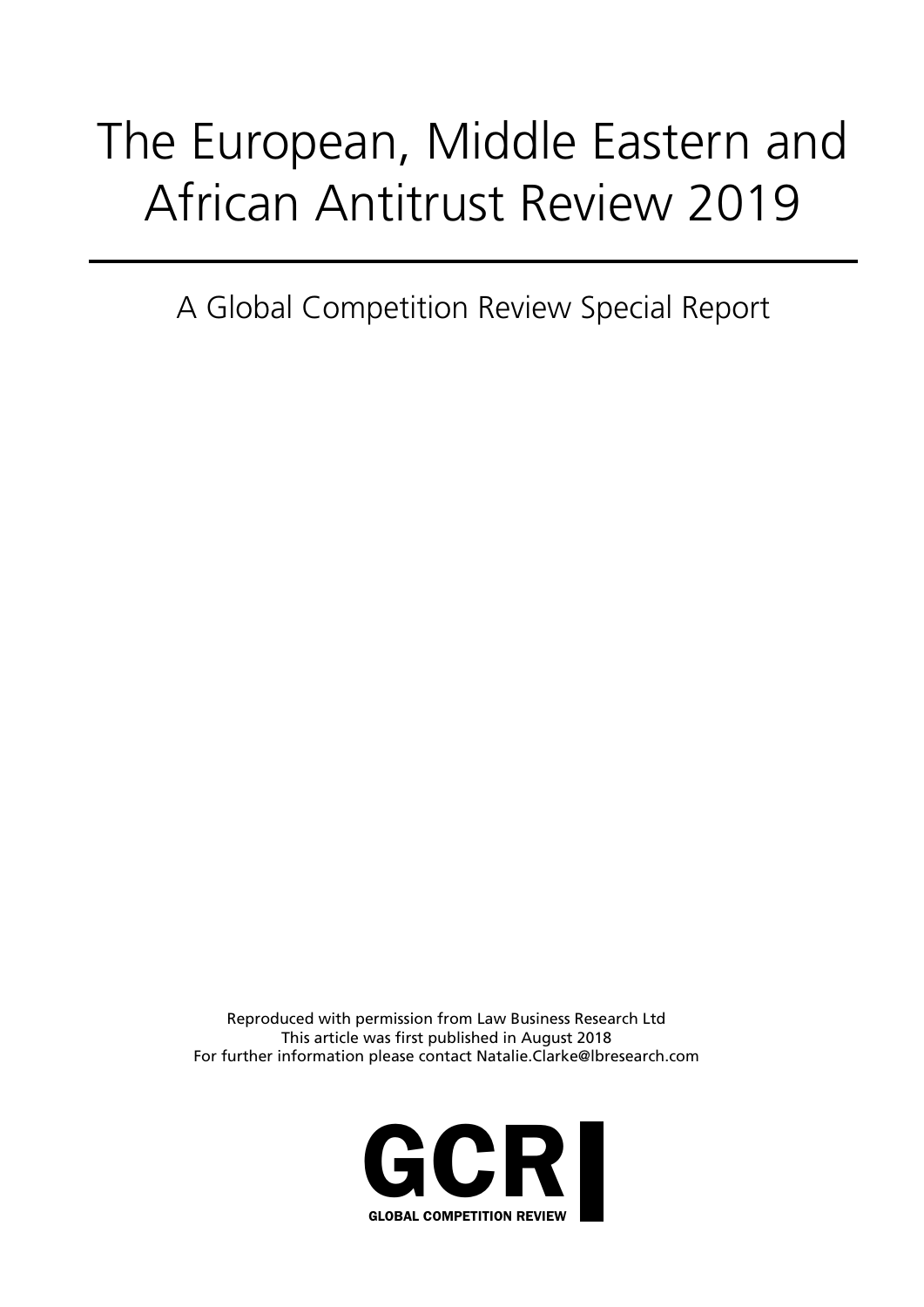# The European, Middle Eastern and African Antitrust Review 2019

A Global Competition Review Special Report

Reproduced with permission from Law Business Research Ltd
This article was first published in August 2018
For further information please contact Natalie.Clarke@lbresearch.com

GCR
GLOBAL COMPETITION REVIEW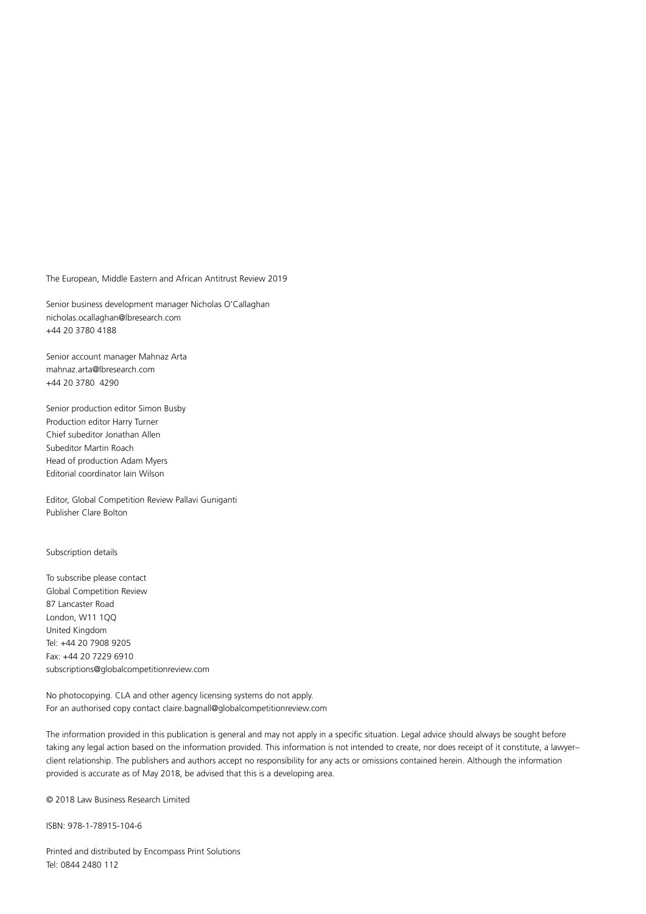The European, Middle Eastern and African Antitrust Review 2019

Senior business development manager Nicholas O'Callaghan
nicholas.ocallaghan@lbresearch.com
+44 20 3780 4188

Senior account manager Mahnaz Arta
mahnaz.arta@lbresearch.com
+44 20 3780 4290

Senior production editor Simon Busby
Production editor Harry Turner
Chief subeditor Jonathan Allen
Subeditor Martin Roach
Head of production Adam Myers
Editorial coordinator Iain Wilson

Editor, Global Competition Review Pallavi Guniganti
Publisher Clare Bolton

Subscription details

To subscribe please contact
Global Competition Review
87 Lancaster Road
London, W11 1QQ
United Kingdom
Tel: +44 20 7908 9205
Fax: +44 20 7229 6910
subscriptions@globalcompetitionreview.com

No photocopying. CLA and other agency licensing systems do not apply.
For an authorised copy contact claire.bagnall@globalcompetitionreview.com

The information provided in this publication is general and may not apply in a specific situation. Legal advice should always be sought before taking any legal action based on the information provided. This information is not intended to create, nor does receipt of it constitute, a lawyer–client relationship. The publishers and authors accept no responsibility for any acts or omissions contained herein. Although the information provided is accurate as of May 2018, be advised that this is a developing area.

© 2018 Law Business Research Limited

ISBN: 978-1-78915-104-6

Printed and distributed by Encompass Print Solutions
Tel: 0844 2480 112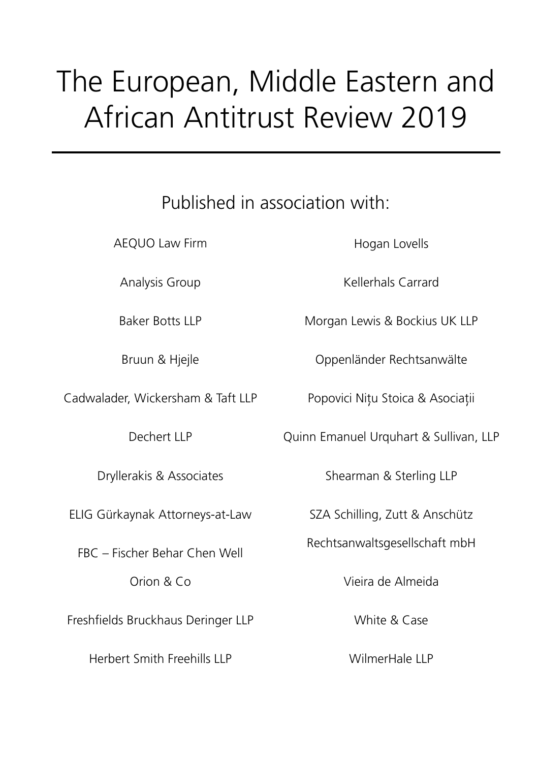# The European, Middle Eastern and African Antitrust Review 2019

Published in association with:

AEQUO Law Firm

Analysis Group

Baker Botts LLP

Bruun & Hjejle

Cadwalader, Wickersham & Taft LLP

Dechert LLP

Dryllerakis & Associates

ELIG Gürkaynak Attorneys-at-Law

FBC – Fischer Behar Chen Well Orion & Co

Freshfields Bruckhaus Deringer LLP

Herbert Smith Freehills LLP

Hogan Lovells

Kellerhals Carrard

Morgan Lewis & Bockius UK LLP

Oppenländer Rechtsanwälte

Popovici Nițu Stoica & Asociații

Quinn Emanuel Urquhart & Sullivan, LLP

Shearman & Sterling LLP

SZA Schilling, Zutt & Anschütz Rechtsanwaltsgesellschaft mbH

Vieira de Almeida

White & Case

WilmerHale LLP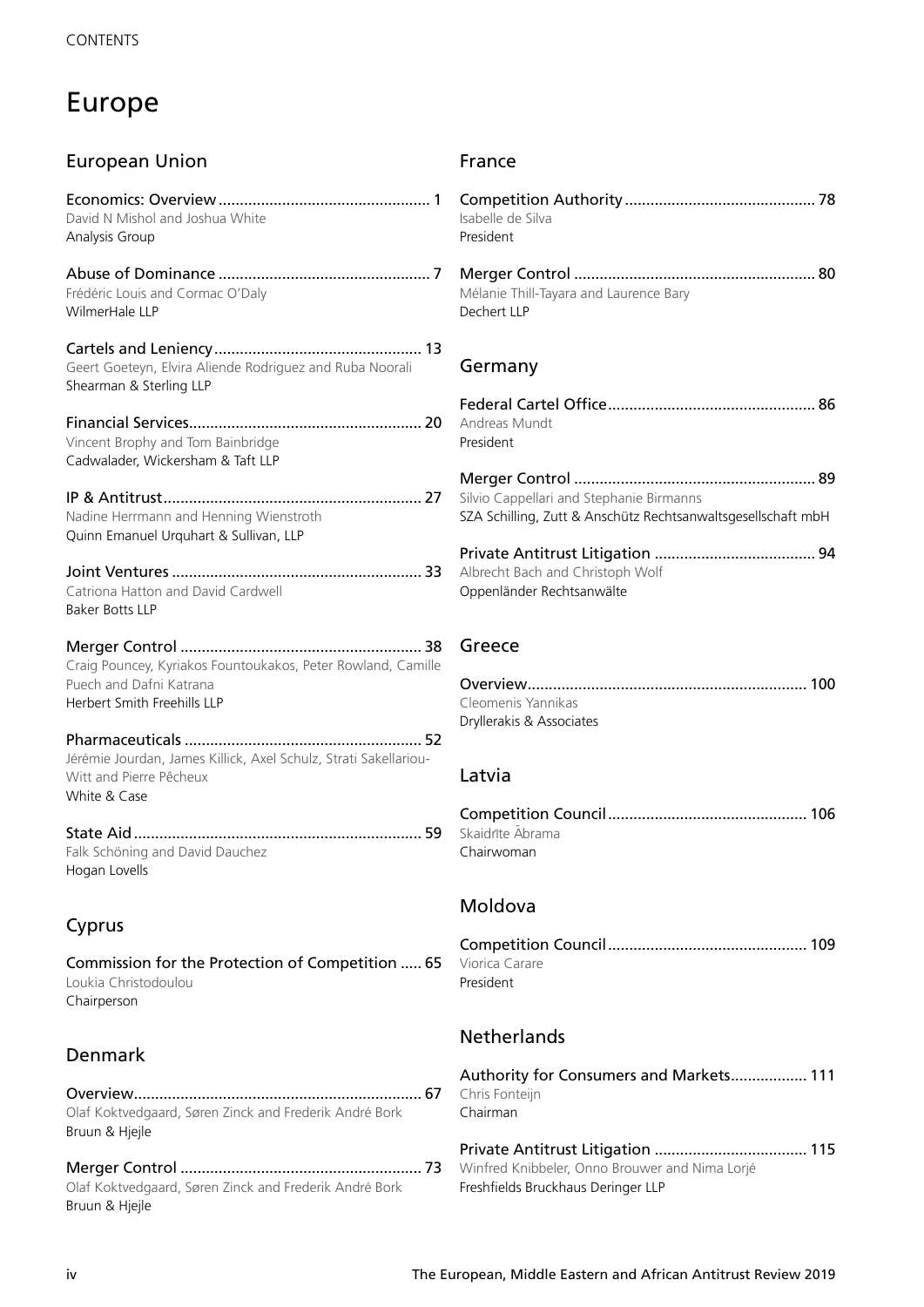# Europe

## European Union

**Economics: Overview** ........ 1
David N Mishol and Joshua White
Analysis Group

**Abuse of Dominance** ........ 7
Frédéric Louis and Cormac O'Daly
WilmerHale LLP

**Cartels and Leniency** ........ 13
Geert Goeteyn, Elvira Aliende Rodriguez and Ruba Noorali
Shearman & Sterling LLP

**Financial Services** ........ 20
Vincent Brophy and Tom Bainbridge
Cadwalader, Wickersham & Taft LLP

**IP & Antitrust** ........ 27
Nadine Herrmann and Henning Wienstroth
Quinn Emanuel Urquhart & Sullivan, LLP

**Joint Ventures** ........ 33
Catriona Hatton and David Cardwell
Baker Botts LLP

**Merger Control** ........ 38
Craig Pouncey, Kyriakos Fountoukakos, Peter Rowland, Camille Puech and Dafni Katrana
Herbert Smith Freehills LLP

**Pharmaceuticals** ........ 52
Jérémie Jourdan, James Killick, Axel Schulz, Strati Sakellariou-Witt and Pierre Pêcheux
White & Case

**State Aid** ........ 59
Falk Schöning and David Dauchez
Hogan Lovells

## Cyprus

**Commission for the Protection of Competition** ........ 65
Loukia Christodoulou
Chairperson

## Denmark

**Overview** ........ 67
Olaf Koktvedgaard, Søren Zinck and Frederik André Bork
Bruun & Hjejle

**Merger Control** ........ 73
Olaf Koktvedgaard, Søren Zinck and Frederik André Bork
Bruun & Hjejle

## France

**Competition Authority** ........ 78
Isabelle de Silva
President

**Merger Control** ........ 80
Mélanie Thill-Tayara and Laurence Bary
Dechert LLP

## Germany

**Federal Cartel Office** ........ 86
Andreas Mundt
President

**Merger Control** ........ 89
Silvio Cappellari and Stephanie Birmanns
SZA Schilling, Zutt & Anschütz Rechtsanwaltsgesellschaft mbH

**Private Antitrust Litigation** ........ 94
Albrecht Bach and Christoph Wolf
Oppenländer Rechtsanwälte

## Greece

**Overview** ........ 100
Cleomenis Yannikas
Dryllerakis & Associates

## Latvia

**Competition Council** ........ 106
Skaidrīte Ābrama
Chairwoman

## Moldova

**Competition Council** ........ 109
Viorica Carare
President

## Netherlands

**Authority for Consumers and Markets** ........ 111
Chris Fonteijn
Chairman

**Private Antitrust Litigation** ........ 115
Winfred Knibbeler, Onno Brouwer and Nima Lorjé
Freshfields Bruckhaus Deringer LLP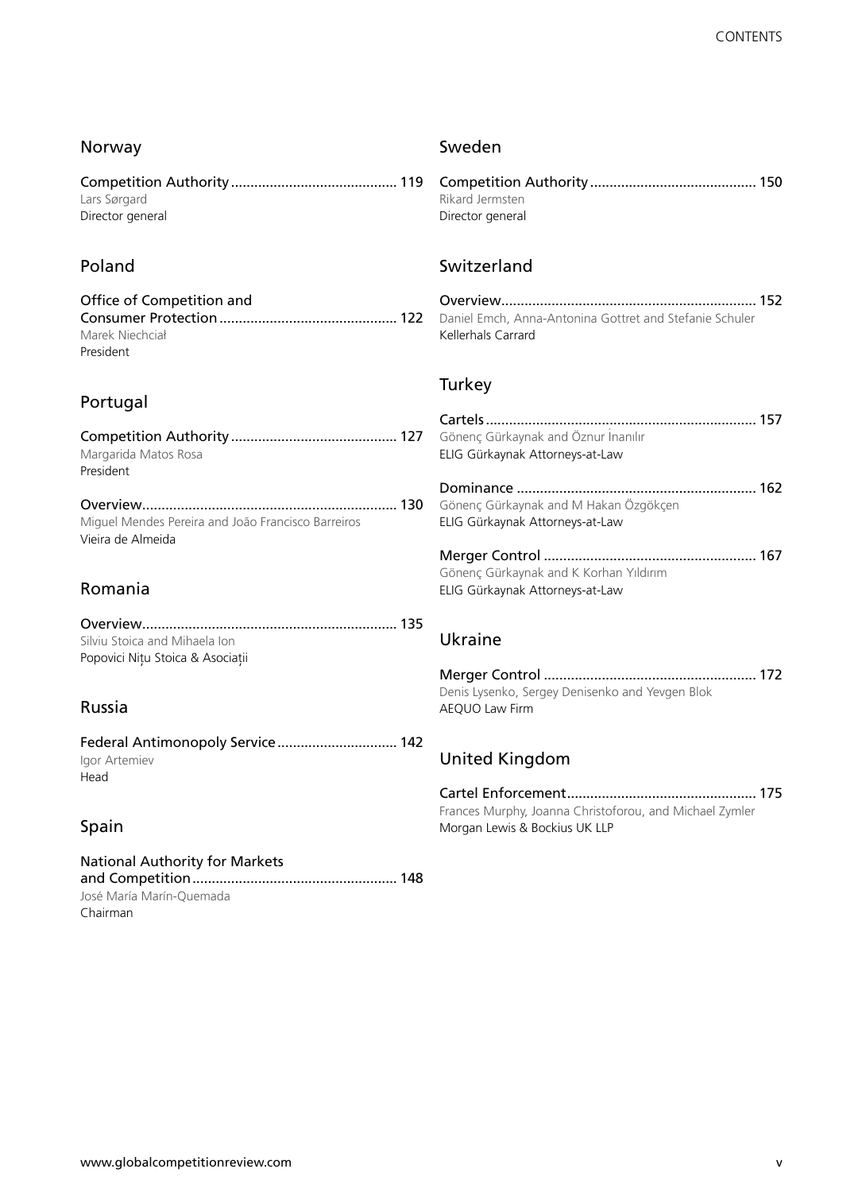## Norway

Competition Authority .......................................... 119
Lars Sørgard
Director general

## Poland

Office of Competition and
Consumer Protection ............................................. 122
Marek Niechciał
President

## Portugal

Competition Authority .......................................... 127
Margarida Matos Rosa
President

Overview................................................................. 130
Miguel Mendes Pereira and João Francisco Barreiros
Vieira de Almeida

## Romania

Overview................................................................. 135
Silviu Stoica and Mihaela Ion
Popovici Nițu Stoica & Asociații

## Russia

Federal Antimonopoly Service .............................. 142
Igor Artemiev
Head

## Spain

National Authority for Markets
and Competition .................................................... 148
José María Marín-Quemada
Chairman

## Sweden

Competition Authority .......................................... 150
Rikard Jermsten
Director general

## Switzerland

Overview................................................................. 152
Daniel Emch, Anna-Antonina Gottret and Stefanie Schuler
Kellerhals Carrard

## Turkey

Cartels ..................................................................... 157
Gönenç Gürkaynak and Öznur İnanılır
ELIG Gürkaynak Attorneys-at-Law

Dominance ............................................................. 162
Gönenç Gürkaynak and M Hakan Özgökçen
ELIG Gürkaynak Attorneys-at-Law

Merger Control ...................................................... 167
Gönenç Gürkaynak and K Korhan Yıldırım
ELIG Gürkaynak Attorneys-at-Law

## Ukraine

Merger Control ...................................................... 172
Denis Lysenko, Sergey Denisenko and Yevgen Blok
AEQUO Law Firm

## United Kingdom

Cartel Enforcement................................................ 175
Frances Murphy, Joanna Christoforou, and Michael Zymler
Morgan Lewis & Bockius UK LLP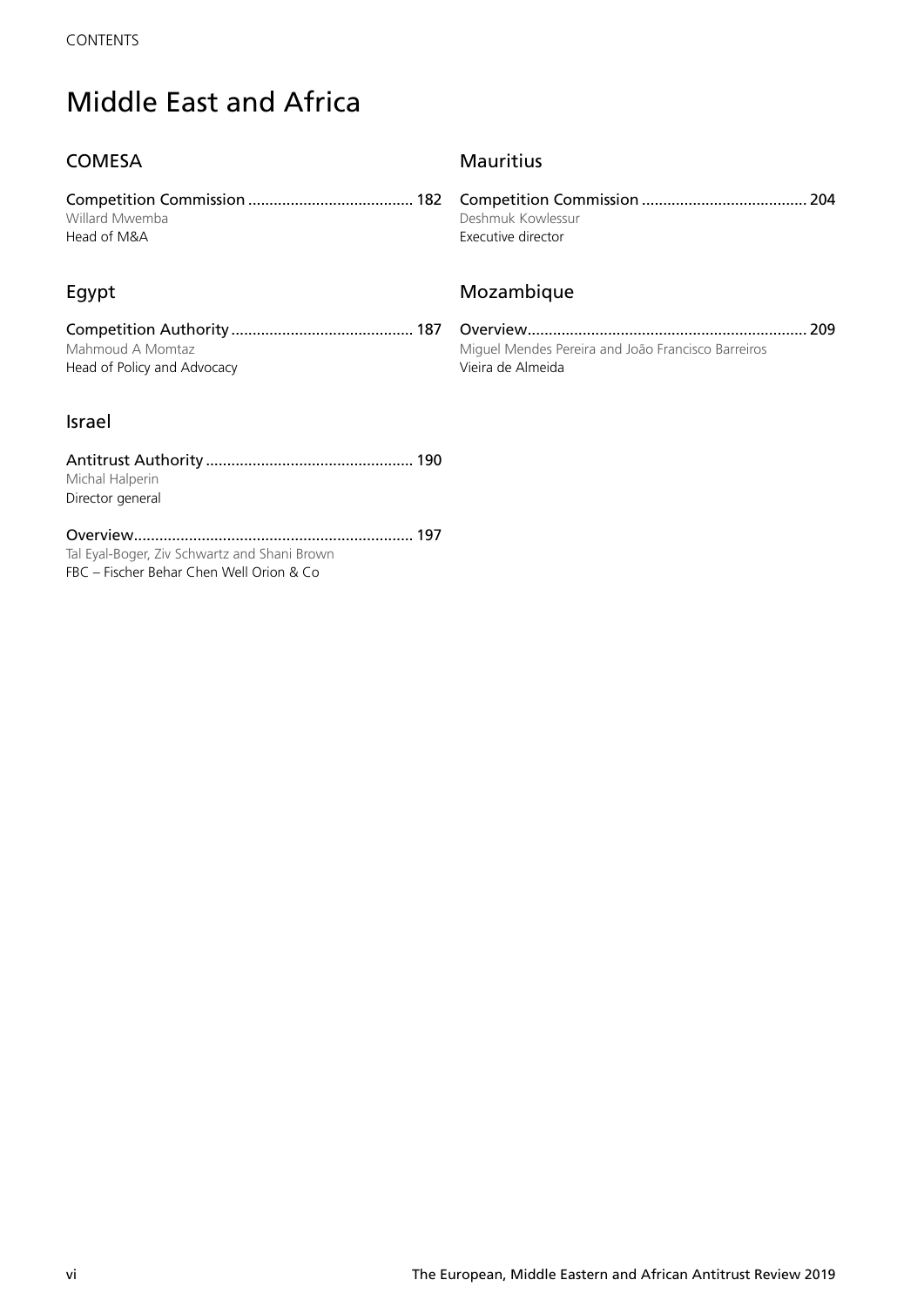# Middle East and Africa

## COMESA

Competition Commission ....................................... 182
Willard Mwemba
Head of M&A

## Egypt

Competition Authority ........................................... 187
Mahmoud A Momtaz
Head of Policy and Advocacy

## Israel

Antitrust Authority ................................................ 190
Michal Halperin
Director general

Overview................................................................. 197
Tal Eyal-Boger, Ziv Schwartz and Shani Brown
FBC – Fischer Behar Chen Well Orion & Co

## Mauritius

Competition Commission ....................................... 204
Deshmuk Kowlessur
Executive director

## Mozambique

Overview................................................................. 209
Miguel Mendes Pereira and João Francisco Barreiros
Vieira de Almeida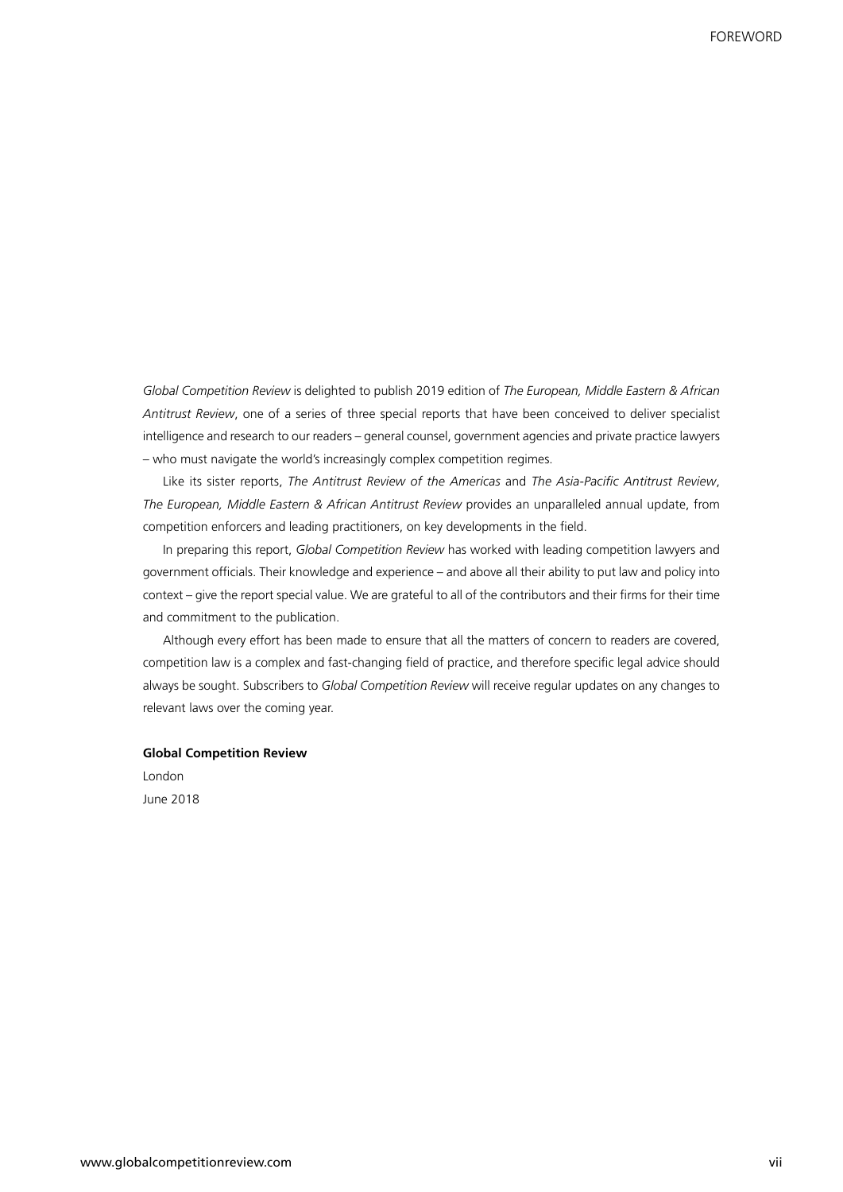*Global Competition Review* is delighted to publish 2019 edition of *The European, Middle Eastern & African Antitrust Review*, one of a series of three special reports that have been conceived to deliver specialist intelligence and research to our readers – general counsel, government agencies and private practice lawyers – who must navigate the world's increasingly complex competition regimes.

Like its sister reports, *The Antitrust Review of the Americas* and *The Asia-Pacific Antitrust Review*, *The European, Middle Eastern & African Antitrust Review* provides an unparalleled annual update, from competition enforcers and leading practitioners, on key developments in the field.

In preparing this report, *Global Competition Review* has worked with leading competition lawyers and government officials. Their knowledge and experience – and above all their ability to put law and policy into context – give the report special value. We are grateful to all of the contributors and their firms for their time and commitment to the publication.

Although every effort has been made to ensure that all the matters of concern to readers are covered, competition law is a complex and fast-changing field of practice, and therefore specific legal advice should always be sought. Subscribers to *Global Competition Review* will receive regular updates on any changes to relevant laws over the coming year.

**Global Competition Review**
London
June 2018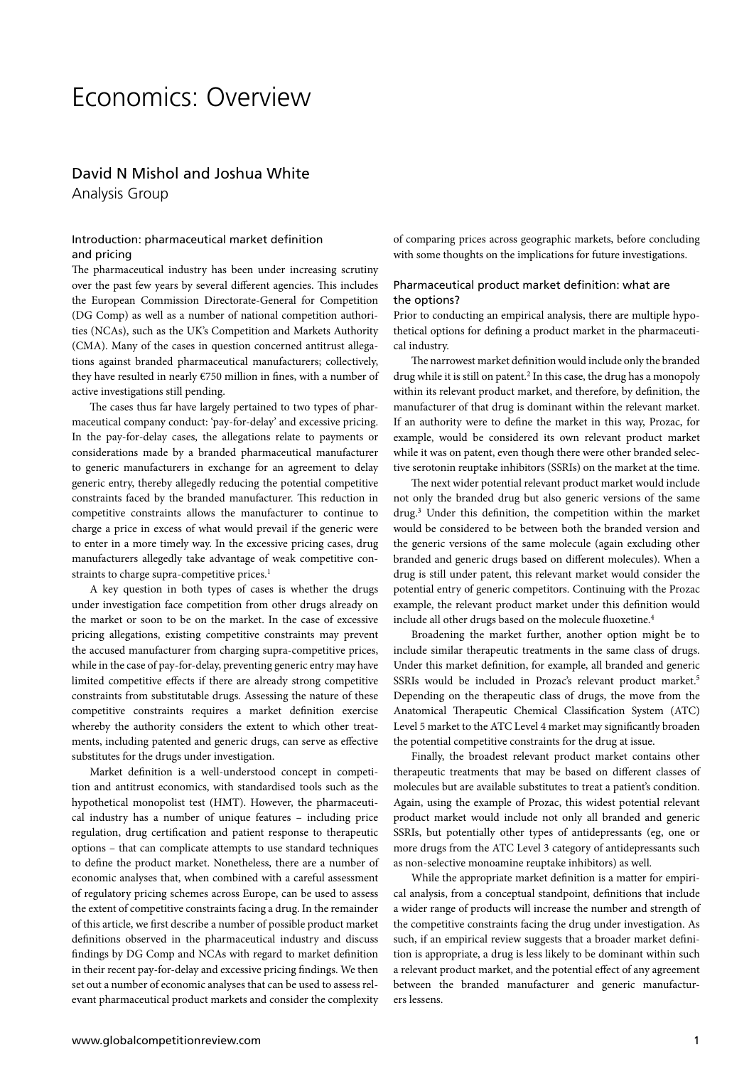# Economics: Overview

## David N Mishol and Joshua White

Analysis Group

### Introduction: pharmaceutical market definition and pricing

The pharmaceutical industry has been under increasing scrutiny over the past few years by several different agencies. This includes the European Commission Directorate-General for Competition (DG Comp) as well as a number of national competition authorities (NCAs), such as the UK's Competition and Markets Authority (CMA). Many of the cases in question concerned antitrust allegations against branded pharmaceutical manufacturers; collectively, they have resulted in nearly €750 million in fines, with a number of active investigations still pending.

The cases thus far have largely pertained to two types of pharmaceutical company conduct: 'pay-for-delay' and excessive pricing. In the pay-for-delay cases, the allegations relate to payments or considerations made by a branded pharmaceutical manufacturer to generic manufacturers in exchange for an agreement to delay generic entry, thereby allegedly reducing the potential competitive constraints faced by the branded manufacturer. This reduction in competitive constraints allows the manufacturer to continue to charge a price in excess of what would prevail if the generic were to enter in a more timely way. In the excessive pricing cases, drug manufacturers allegedly take advantage of weak competitive constraints to charge supra-competitive prices.[1]

A key question in both types of cases is whether the drugs under investigation face competition from other drugs already on the market or soon to be on the market. In the case of excessive pricing allegations, existing competitive constraints may prevent the accused manufacturer from charging supra-competitive prices, while in the case of pay-for-delay, preventing generic entry may have limited competitive effects if there are already strong competitive constraints from substitutable drugs. Assessing the nature of these competitive constraints requires a market definition exercise whereby the authority considers the extent to which other treatments, including patented and generic drugs, can serve as effective substitutes for the drugs under investigation.

Market definition is a well-understood concept in competition and antitrust economics, with standardised tools such as the hypothetical monopolist test (HMT). However, the pharmaceutical industry has a number of unique features – including price regulation, drug certification and patient response to therapeutic options – that can complicate attempts to use standard techniques to define the product market. Nonetheless, there are a number of economic analyses that, when combined with a careful assessment of regulatory pricing schemes across Europe, can be used to assess the extent of competitive constraints facing a drug. In the remainder of this article, we first describe a number of possible product market definitions observed in the pharmaceutical industry and discuss findings by DG Comp and NCAs with regard to market definition in their recent pay-for-delay and excessive pricing findings. We then set out a number of economic analyses that can be used to assess relevant pharmaceutical product markets and consider the complexity of comparing prices across geographic markets, before concluding with some thoughts on the implications for future investigations.

### Pharmaceutical product market definition: what are the options?

Prior to conducting an empirical analysis, there are multiple hypothetical options for defining a product market in the pharmaceutical industry.

The narrowest market definition would include only the branded drug while it is still on patent.[2] In this case, the drug has a monopoly within its relevant product market, and therefore, by definition, the manufacturer of that drug is dominant within the relevant market. If an authority were to define the market in this way, Prozac, for example, would be considered its own relevant product market while it was on patent, even though there were other branded selective serotonin reuptake inhibitors (SSRIs) on the market at the time.

The next wider potential relevant product market would include not only the branded drug but also generic versions of the same drug.[3] Under this definition, the competition within the market would be considered to be between both the branded version and the generic versions of the same molecule (again excluding other branded and generic drugs based on different molecules). When a drug is still under patent, this relevant market would consider the potential entry of generic competitors. Continuing with the Prozac example, the relevant product market under this definition would include all other drugs based on the molecule fluoxetine.[4]

Broadening the market further, another option might be to include similar therapeutic treatments in the same class of drugs. Under this market definition, for example, all branded and generic SSRIs would be included in Prozac's relevant product market.[5] Depending on the therapeutic class of drugs, the move from the Anatomical Therapeutic Chemical Classification System (ATC) Level 5 market to the ATC Level 4 market may significantly broaden the potential competitive constraints for the drug at issue.

Finally, the broadest relevant product market contains other therapeutic treatments that may be based on different classes of molecules but are available substitutes to treat a patient's condition. Again, using the example of Prozac, this widest potential relevant product market would include not only all branded and generic SSRIs, but potentially other types of antidepressants (eg, one or more drugs from the ATC Level 3 category of antidepressants such as non-selective monoamine reuptake inhibitors) as well.

While the appropriate market definition is a matter for empirical analysis, from a conceptual standpoint, definitions that include a wider range of products will increase the number and strength of the competitive constraints facing the drug under investigation. As such, if an empirical review suggests that a broader market definition is appropriate, a drug is less likely to be dominant within such a relevant product market, and the potential effect of any agreement between the branded manufacturer and generic manufacturers lessens.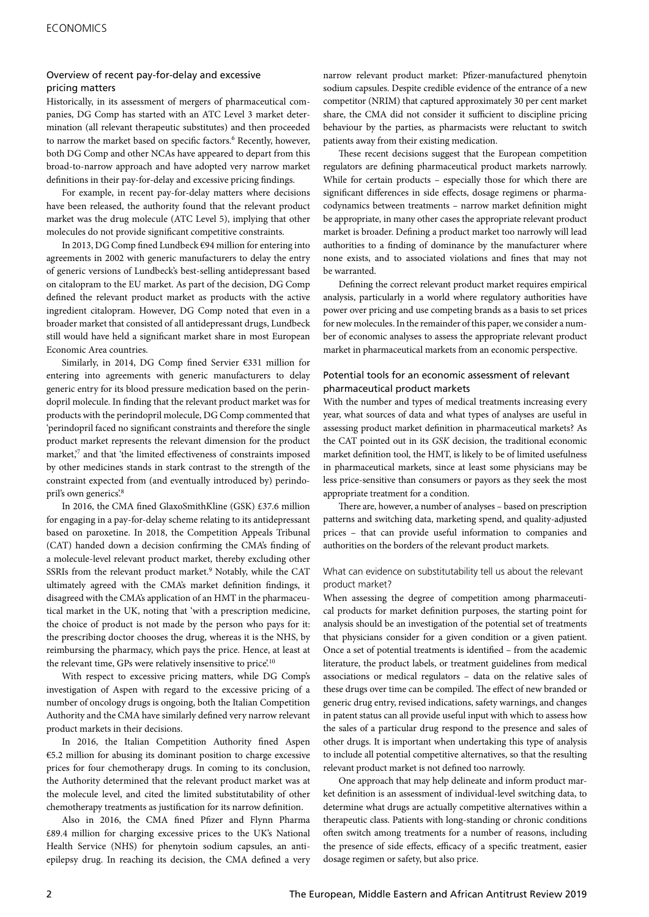## Overview of recent pay-for-delay and excessive pricing matters

Historically, in its assessment of mergers of pharmaceutical companies, DG Comp has started with an ATC Level 3 market determination (all relevant therapeutic substitutes) and then proceeded to narrow the market based on specific factors.[6] Recently, however, both DG Comp and other NCAs have appeared to depart from this broad-to-narrow approach and have adopted very narrow market definitions in their pay-for-delay and excessive pricing findings.

For example, in recent pay-for-delay matters where decisions have been released, the authority found that the relevant product market was the drug molecule (ATC Level 5), implying that other molecules do not provide significant competitive constraints.

In 2013, DG Comp fined Lundbeck €94 million for entering into agreements in 2002 with generic manufacturers to delay the entry of generic versions of Lundbeck's best-selling antidepressant based on citalopram to the EU market. As part of the decision, DG Comp defined the relevant product market as products with the active ingredient citalopram. However, DG Comp noted that even in a broader market that consisted of all antidepressant drugs, Lundbeck still would have held a significant market share in most European Economic Area countries.

Similarly, in 2014, DG Comp fined Servier €331 million for entering into agreements with generic manufacturers to delay generic entry for its blood pressure medication based on the perindopril molecule. In finding that the relevant product market was for products with the perindopril molecule, DG Comp commented that 'perindopril faced no significant constraints and therefore the single product market represents the relevant dimension for the product market,'[7] and that 'the limited effectiveness of constraints imposed by other medicines stands in stark contrast to the strength of the constraint expected from (and eventually introduced by) perindopril's own generics'.[8]

In 2016, the CMA fined GlaxoSmithKline (GSK) £37.6 million for engaging in a pay-for-delay scheme relating to its antidepressant based on paroxetine. In 2018, the Competition Appeals Tribunal (CAT) handed down a decision confirming the CMA's finding of a molecule-level relevant product market, thereby excluding other SSRIs from the relevant product market.[9] Notably, while the CAT ultimately agreed with the CMA's market definition findings, it disagreed with the CMA's application of an HMT in the pharmaceutical market in the UK, noting that 'with a prescription medicine, the choice of product is not made by the person who pays for it: the prescribing doctor chooses the drug, whereas it is the NHS, by reimbursing the pharmacy, which pays the price. Hence, at least at the relevant time, GPs were relatively insensitive to price'.[10]

With respect to excessive pricing matters, while DG Comp's investigation of Aspen with regard to the excessive pricing of a number of oncology drugs is ongoing, both the Italian Competition Authority and the CMA have similarly defined very narrow relevant product markets in their decisions.

In 2016, the Italian Competition Authority fined Aspen €5.2 million for abusing its dominant position to charge excessive prices for four chemotherapy drugs. In coming to its conclusion, the Authority determined that the relevant product market was at the molecule level, and cited the limited substitutability of other chemotherapy treatments as justification for its narrow definition.

Also in 2016, the CMA fined Pfizer and Flynn Pharma £89.4 million for charging excessive prices to the UK's National Health Service (NHS) for phenytoin sodium capsules, an anti-epilepsy drug. In reaching its decision, the CMA defined a very narrow relevant product market: Pfizer-manufactured phenytoin sodium capsules. Despite credible evidence of the entrance of a new competitor (NRIM) that captured approximately 30 per cent market share, the CMA did not consider it sufficient to discipline pricing behaviour by the parties, as pharmacists were reluctant to switch patients away from their existing medication.

These recent decisions suggest that the European competition regulators are defining pharmaceutical product markets narrowly. While for certain products – especially those for which there are significant differences in side effects, dosage regimens or pharmacodynamics between treatments – narrow market definition might be appropriate, in many other cases the appropriate relevant product market is broader. Defining a product market too narrowly will lead authorities to a finding of dominance by the manufacturer where none exists, and to associated violations and fines that may not be warranted.

Defining the correct relevant product market requires empirical analysis, particularly in a world where regulatory authorities have power over pricing and use competing brands as a basis to set prices for new molecules. In the remainder of this paper, we consider a number of economic analyses to assess the appropriate relevant product market in pharmaceutical markets from an economic perspective.

## Potential tools for an economic assessment of relevant pharmaceutical product markets

With the number and types of medical treatments increasing every year, what sources of data and what types of analyses are useful in assessing product market definition in pharmaceutical markets? As the CAT pointed out in its *GSK* decision, the traditional economic market definition tool, the HMT, is likely to be of limited usefulness in pharmaceutical markets, since at least some physicians may be less price-sensitive than consumers or payors as they seek the most appropriate treatment for a condition.

There are, however, a number of analyses – based on prescription patterns and switching data, marketing spend, and quality-adjusted prices – that can provide useful information to companies and authorities on the borders of the relevant product markets.

### What can evidence on substitutability tell us about the relevant product market?

When assessing the degree of competition among pharmaceutical products for market definition purposes, the starting point for analysis should be an investigation of the potential set of treatments that physicians consider for a given condition or a given patient. Once a set of potential treatments is identified – from the academic literature, the product labels, or treatment guidelines from medical associations or medical regulators – data on the relative sales of these drugs over time can be compiled. The effect of new branded or generic drug entry, revised indications, safety warnings, and changes in patent status can all provide useful input with which to assess how the sales of a particular drug respond to the presence and sales of other drugs. It is important when undertaking this type of analysis to include all potential competitive alternatives, so that the resulting relevant product market is not defined too narrowly.

One approach that may help delineate and inform product market definition is an assessment of individual-level switching data, to determine what drugs are actually competitive alternatives within a therapeutic class. Patients with long-standing or chronic conditions often switch among treatments for a number of reasons, including the presence of side effects, efficacy of a specific treatment, easier dosage regimen or safety, but also price.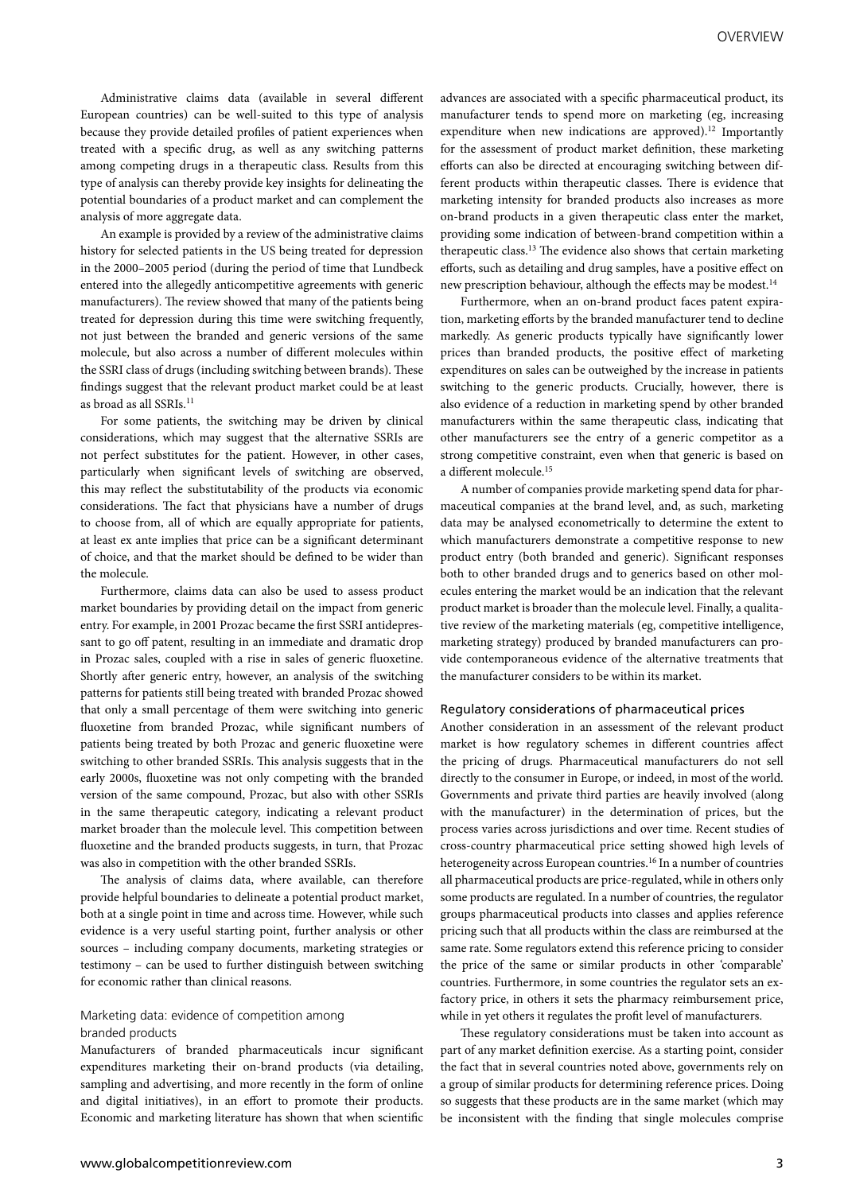Administrative claims data (available in several different European countries) can be well-suited to this type of analysis because they provide detailed profiles of patient experiences when treated with a specific drug, as well as any switching patterns among competing drugs in a therapeutic class. Results from this type of analysis can thereby provide key insights for delineating the potential boundaries of a product market and can complement the analysis of more aggregate data.

An example is provided by a review of the administrative claims history for selected patients in the US being treated for depression in the 2000–2005 period (during the period of time that Lundbeck entered into the allegedly anticompetitive agreements with generic manufacturers). The review showed that many of the patients being treated for depression during this time were switching frequently, not just between the branded and generic versions of the same molecule, but also across a number of different molecules within the SSRI class of drugs (including switching between brands). These findings suggest that the relevant product market could be at least as broad as all SSRIs.[11]

For some patients, the switching may be driven by clinical considerations, which may suggest that the alternative SSRIs are not perfect substitutes for the patient. However, in other cases, particularly when significant levels of switching are observed, this may reflect the substitutability of the products via economic considerations. The fact that physicians have a number of drugs to choose from, all of which are equally appropriate for patients, at least ex ante implies that price can be a significant determinant of choice, and that the market should be defined to be wider than the molecule.

Furthermore, claims data can also be used to assess product market boundaries by providing detail on the impact from generic entry. For example, in 2001 Prozac became the first SSRI antidepressant to go off patent, resulting in an immediate and dramatic drop in Prozac sales, coupled with a rise in sales of generic fluoxetine. Shortly after generic entry, however, an analysis of the switching patterns for patients still being treated with branded Prozac showed that only a small percentage of them were switching into generic fluoxetine from branded Prozac, while significant numbers of patients being treated by both Prozac and generic fluoxetine were switching to other branded SSRIs. This analysis suggests that in the early 2000s, fluoxetine was not only competing with the branded version of the same compound, Prozac, but also with other SSRIs in the same therapeutic category, indicating a relevant product market broader than the molecule level. This competition between fluoxetine and the branded products suggests, in turn, that Prozac was also in competition with the other branded SSRIs.

The analysis of claims data, where available, can therefore provide helpful boundaries to delineate a potential product market, both at a single point in time and across time. However, while such evidence is a very useful starting point, further analysis or other sources – including company documents, marketing strategies or testimony – can be used to further distinguish between switching for economic rather than clinical reasons.

### Marketing data: evidence of competition among branded products

Manufacturers of branded pharmaceuticals incur significant expenditures marketing their on-brand products (via detailing, sampling and advertising, and more recently in the form of online and digital initiatives), in an effort to promote their products. Economic and marketing literature has shown that when scientific advances are associated with a specific pharmaceutical product, its manufacturer tends to spend more on marketing (eg, increasing expenditure when new indications are approved).[12] Importantly for the assessment of product market definition, these marketing efforts can also be directed at encouraging switching between different products within therapeutic classes. There is evidence that marketing intensity for branded products also increases as more on-brand products in a given therapeutic class enter the market, providing some indication of between-brand competition within a therapeutic class.[13] The evidence also shows that certain marketing efforts, such as detailing and drug samples, have a positive effect on new prescription behaviour, although the effects may be modest.[14]

Furthermore, when an on-brand product faces patent expiration, marketing efforts by the branded manufacturer tend to decline markedly. As generic products typically have significantly lower prices than branded products, the positive effect of marketing expenditures on sales can be outweighed by the increase in patients switching to the generic products. Crucially, however, there is also evidence of a reduction in marketing spend by other branded manufacturers within the same therapeutic class, indicating that other manufacturers see the entry of a generic competitor as a strong competitive constraint, even when that generic is based on a different molecule.[15]

A number of companies provide marketing spend data for pharmaceutical companies at the brand level, and, as such, marketing data may be analysed econometrically to determine the extent to which manufacturers demonstrate a competitive response to new product entry (both branded and generic). Significant responses both to other branded drugs and to generics based on other molecules entering the market would be an indication that the relevant product market is broader than the molecule level. Finally, a qualitative review of the marketing materials (eg, competitive intelligence, marketing strategy) produced by branded manufacturers can provide contemporaneous evidence of the alternative treatments that the manufacturer considers to be within its market.

### Regulatory considerations of pharmaceutical prices

Another consideration in an assessment of the relevant product market is how regulatory schemes in different countries affect the pricing of drugs. Pharmaceutical manufacturers do not sell directly to the consumer in Europe, or indeed, in most of the world. Governments and private third parties are heavily involved (along with the manufacturer) in the determination of prices, but the process varies across jurisdictions and over time. Recent studies of cross-country pharmaceutical price setting showed high levels of heterogeneity across European countries.[16] In a number of countries all pharmaceutical products are price-regulated, while in others only some products are regulated. In a number of countries, the regulator groups pharmaceutical products into classes and applies reference pricing such that all products within the class are reimbursed at the same rate. Some regulators extend this reference pricing to consider the price of the same or similar products in other 'comparable' countries. Furthermore, in some countries the regulator sets an ex-factory price, in others it sets the pharmacy reimbursement price, while in yet others it regulates the profit level of manufacturers.

These regulatory considerations must be taken into account as part of any market definition exercise. As a starting point, consider the fact that in several countries noted above, governments rely on a group of similar products for determining reference prices. Doing so suggests that these products are in the same market (which may be inconsistent with the finding that single molecules comprise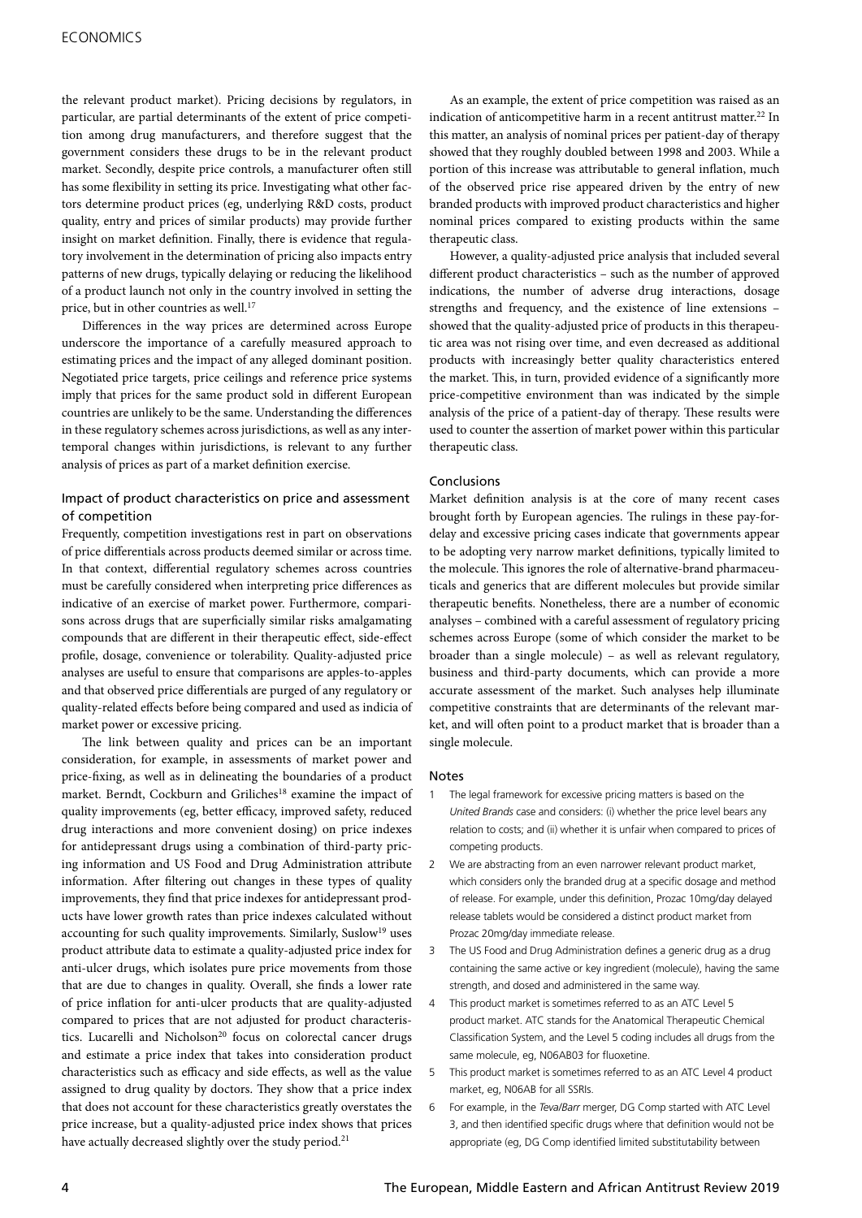the relevant product market). Pricing decisions by regulators, in particular, are partial determinants of the extent of price competition among drug manufacturers, and therefore suggest that the government considers these drugs to be in the relevant product market. Secondly, despite price controls, a manufacturer often still has some flexibility in setting its price. Investigating what other factors determine product prices (eg, underlying R&D costs, product quality, entry and prices of similar products) may provide further insight on market definition. Finally, there is evidence that regulatory involvement in the determination of pricing also impacts entry patterns of new drugs, typically delaying or reducing the likelihood of a product launch not only in the country involved in setting the price, but in other countries as well.[17]

Differences in the way prices are determined across Europe underscore the importance of a carefully measured approach to estimating prices and the impact of any alleged dominant position. Negotiated price targets, price ceilings and reference price systems imply that prices for the same product sold in different European countries are unlikely to be the same. Understanding the differences in these regulatory schemes across jurisdictions, as well as any intertemporal changes within jurisdictions, is relevant to any further analysis of prices as part of a market definition exercise.

## Impact of product characteristics on price and assessment of competition

Frequently, competition investigations rest in part on observations of price differentials across products deemed similar or across time. In that context, differential regulatory schemes across countries must be carefully considered when interpreting price differences as indicative of an exercise of market power. Furthermore, comparisons across drugs that are superficially similar risks amalgamating compounds that are different in their therapeutic effect, side-effect profile, dosage, convenience or tolerability. Quality-adjusted price analyses are useful to ensure that comparisons are apples-to-apples and that observed price differentials are purged of any regulatory or quality-related effects before being compared and used as indicia of market power or excessive pricing.

The link between quality and prices can be an important consideration, for example, in assessments of market power and price-fixing, as well as in delineating the boundaries of a product market. Berndt, Cockburn and Griliches[18] examine the impact of quality improvements (eg, better efficacy, improved safety, reduced drug interactions and more convenient dosing) on price indexes for antidepressant drugs using a combination of third-party pricing information and US Food and Drug Administration attribute information. After filtering out changes in these types of quality improvements, they find that price indexes for antidepressant products have lower growth rates than price indexes calculated without accounting for such quality improvements. Similarly, Suslow[19] uses product attribute data to estimate a quality-adjusted price index for anti-ulcer drugs, which isolates pure price movements from those that are due to changes in quality. Overall, she finds a lower rate of price inflation for anti-ulcer products that are quality-adjusted compared to prices that are not adjusted for product characteristics. Lucarelli and Nicholson[20] focus on colorectal cancer drugs and estimate a price index that takes into consideration product characteristics such as efficacy and side effects, as well as the value assigned to drug quality by doctors. They show that a price index that does not account for these characteristics greatly overstates the price increase, but a quality-adjusted price index shows that prices have actually decreased slightly over the study period.[21]

As an example, the extent of price competition was raised as an indication of anticompetitive harm in a recent antitrust matter.[22] In this matter, an analysis of nominal prices per patient-day of therapy showed that they roughly doubled between 1998 and 2003. While a portion of this increase was attributable to general inflation, much of the observed price rise appeared driven by the entry of new branded products with improved product characteristics and higher nominal prices compared to existing products within the same therapeutic class.

However, a quality-adjusted price analysis that included several different product characteristics – such as the number of approved indications, the number of adverse drug interactions, dosage strengths and frequency, and the existence of line extensions – showed that the quality-adjusted price of products in this therapeutic area was not rising over time, and even decreased as additional products with increasingly better quality characteristics entered the market. This, in turn, provided evidence of a significantly more price-competitive environment than was indicated by the simple analysis of the price of a patient-day of therapy. These results were used to counter the assertion of market power within this particular therapeutic class.

## Conclusions

Market definition analysis is at the core of many recent cases brought forth by European agencies. The rulings in these pay-for-delay and excessive pricing cases indicate that governments appear to be adopting very narrow market definitions, typically limited to the molecule. This ignores the role of alternative-brand pharmaceuticals and generics that are different molecules but provide similar therapeutic benefits. Nonetheless, there are a number of economic analyses – combined with a careful assessment of regulatory pricing schemes across Europe (some of which consider the market to be broader than a single molecule) – as well as relevant regulatory, business and third-party documents, which can provide a more accurate assessment of the market. Such analyses help illuminate competitive constraints that are determinants of the relevant market, and will often point to a product market that is broader than a single molecule.

## Notes

1. The legal framework for excessive pricing matters is based on the *United Brands* case and considers: (i) whether the price level bears any relation to costs; and (ii) whether it is unfair when compared to prices of competing products.
2. We are abstracting from an even narrower relevant product market, which considers only the branded drug at a specific dosage and method of release. For example, under this definition, Prozac 10mg/day delayed release tablets would be considered a distinct product market from Prozac 20mg/day immediate release.
3. The US Food and Drug Administration defines a generic drug as a drug containing the same active or key ingredient (molecule), having the same strength, and dosed and administered in the same way.
4. This product market is sometimes referred to as an ATC Level 5 product market. ATC stands for the Anatomical Therapeutic Chemical Classification System, and the Level 5 coding includes all drugs from the same molecule, eg, N06AB03 for fluoxetine.
5. This product market is sometimes referred to as an ATC Level 4 product market, eg, N06AB for all SSRIs.
6. For example, in the *Teva/Barr* merger, DG Comp started with ATC Level 3, and then identified specific drugs where that definition would not be appropriate (eg, DG Comp identified limited substitutability between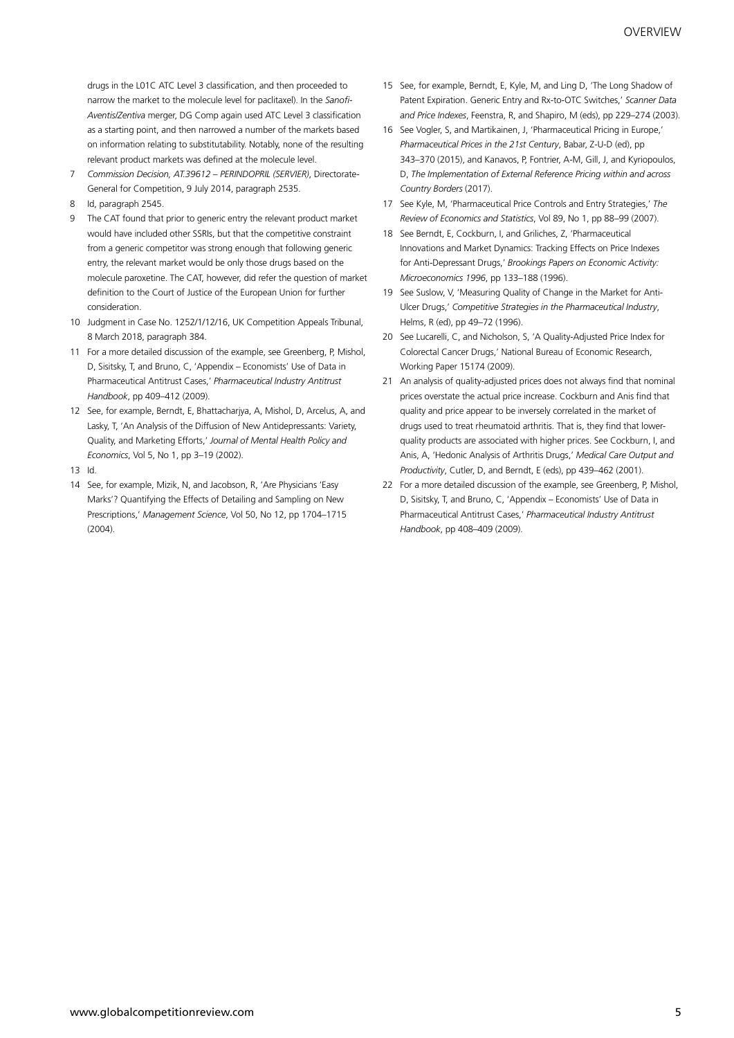drugs in the L01C ATC Level 3 classification, and then proceeded to narrow the market to the molecule level for paclitaxel). In the *Sanofi-Aventis/Zentiva* merger, DG Comp again used ATC Level 3 classification as a starting point, and then narrowed a number of the markets based on information relating to substitutability. Notably, none of the resulting relevant product markets was defined at the molecule level.

7. *Commission Decision, AT.39612 – PERINDOPRIL (SERVIER)*, Directorate-General for Competition, 9 July 2014, paragraph 2535.
8. Id, paragraph 2545.
9. The CAT found that prior to generic entry the relevant product market would have included other SSRIs, but that the competitive constraint from a generic competitor was strong enough that following generic entry, the relevant market would be only those drugs based on the molecule paroxetine. The CAT, however, did refer the question of market definition to the Court of Justice of the European Union for further consideration.
10. Judgment in Case No. 1252/1/12/16, UK Competition Appeals Tribunal, 8 March 2018, paragraph 384.
11. For a more detailed discussion of the example, see Greenberg, P, Mishol, D, Sisitsky, T, and Bruno, C, 'Appendix – Economists' Use of Data in Pharmaceutical Antitrust Cases,' *Pharmaceutical Industry Antitrust Handbook*, pp 409–412 (2009).
12. See, for example, Berndt, E, Bhattacharjya, A, Mishol, D, Arcelus, A, and Lasky, T, 'An Analysis of the Diffusion of New Antidepressants: Variety, Quality, and Marketing Efforts,' *Journal of Mental Health Policy and Economics*, Vol 5, No 1, pp 3–19 (2002).
13. Id.
14. See, for example, Mizik, N, and Jacobson, R, 'Are Physicians 'Easy Marks'? Quantifying the Effects of Detailing and Sampling on New Prescriptions,' *Management Science*, Vol 50, No 12, pp 1704–1715 (2004).
15. See, for example, Berndt, E, Kyle, M, and Ling D, 'The Long Shadow of Patent Expiration. Generic Entry and Rx-to-OTC Switches,' *Scanner Data and Price Indexes*, Feenstra, R, and Shapiro, M (eds), pp 229–274 (2003).
16. See Vogler, S, and Martikainen, J, 'Pharmaceutical Pricing in Europe,' *Pharmaceutical Prices in the 21st Century*, Babar, Z-U-D (ed), pp 343–370 (2015), and Kanavos, P, Fontrier, A-M, Gill, J, and Kyriopoulos, D, *The Implementation of External Reference Pricing within and across Country Borders* (2017).
17. See Kyle, M, 'Pharmaceutical Price Controls and Entry Strategies,' *The Review of Economics and Statistics*, Vol 89, No 1, pp 88–99 (2007).
18. See Berndt, E, Cockburn, I, and Griliches, Z, 'Pharmaceutical Innovations and Market Dynamics: Tracking Effects on Price Indexes for Anti-Depressant Drugs,' *Brookings Papers on Economic Activity: Microeconomics 1996*, pp 133–188 (1996).
19. See Suslow, V, 'Measuring Quality of Change in the Market for Anti-Ulcer Drugs,' *Competitive Strategies in the Pharmaceutical Industry*, Helms, R (ed), pp 49–72 (1996).
20. See Lucarelli, C, and Nicholson, S, 'A Quality-Adjusted Price Index for Colorectal Cancer Drugs,' National Bureau of Economic Research, Working Paper 15174 (2009).
21. An analysis of quality-adjusted prices does not always find that nominal prices overstate the actual price increase. Cockburn and Anis find that quality and price appear to be inversely correlated in the market of drugs used to treat rheumatoid arthritis. That is, they find that lower-quality products are associated with higher prices. See Cockburn, I, and Anis, A, 'Hedonic Analysis of Arthritis Drugs,' *Medical Care Output and Productivity*, Cutler, D, and Berndt, E (eds), pp 439–462 (2001).
22. For a more detailed discussion of the example, see Greenberg, P, Mishol, D, Sisitsky, T, and Bruno, C, 'Appendix – Economists' Use of Data in Pharmaceutical Antitrust Cases,' *Pharmaceutical Industry Antitrust Handbook*, pp 408–409 (2009).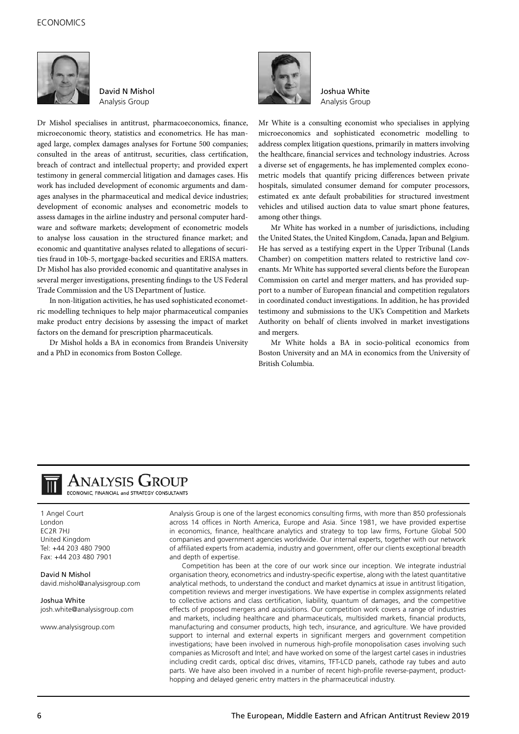**David N Mishol**
Analysis Group

Dr Mishol specialises in antitrust, pharmacoeconomics, finance, microeconomic theory, statistics and econometrics. He has managed large, complex damages analyses for Fortune 500 companies; consulted in the areas of antitrust, securities, class certification, breach of contract and intellectual property; and provided expert testimony in general commercial litigation and damages cases. His work has included development of economic arguments and damages analyses in the pharmaceutical and medical device industries; development of economic analyses and econometric models to assess damages in the airline industry and personal computer hardware and software markets; development of econometric models to analyse loss causation in the structured finance market; and economic and quantitative analyses related to allegations of securities fraud in 10b-5, mortgage-backed securities and ERISA matters. Dr Mishol has also provided economic and quantitative analyses in several merger investigations, presenting findings to the US Federal Trade Commission and the US Department of Justice.

In non-litigation activities, he has used sophisticated econometric modelling techniques to help major pharmaceutical companies make product entry decisions by assessing the impact of market factors on the demand for prescription pharmaceuticals.

Dr Mishol holds a BA in economics from Brandeis University and a PhD in economics from Boston College.

**Joshua White**
Analysis Group

Mr White is a consulting economist who specialises in applying microeconomics and sophisticated econometric modelling to address complex litigation questions, primarily in matters involving the healthcare, financial services and technology industries. Across a diverse set of engagements, he has implemented complex econometric models that quantify pricing differences between private hospitals, simulated consumer demand for computer processors, estimated ex ante default probabilities for structured investment vehicles and utilised auction data to value smart phone features, among other things.

Mr White has worked in a number of jurisdictions, including the United States, the United Kingdom, Canada, Japan and Belgium. He has served as a testifying expert in the Upper Tribunal (Lands Chamber) on competition matters related to restrictive land covenants. Mr White has supported several clients before the European Commission on cartel and merger matters, and has provided support to a number of European financial and competition regulators in coordinated conduct investigations. In addition, he has provided testimony and submissions to the UK's Competition and Markets Authority on behalf of clients involved in market investigations and mergers.

Mr White holds a BA in socio-political economics from Boston University and an MA in economics from the University of British Columbia.

---

**ANALYSIS GROUP**
ECONOMIC, FINANCIAL and STRATEGY CONSULTANTS

1 Angel Court
London
EC2R 7HJ
United Kingdom
Tel: +44 203 480 7900
Fax: +44 203 480 7901

**David N Mishol**
david.mishol@analysisgroup.com

**Joshua White**
josh.white@analysisgroup.com

www.analysisgroup.com

Analysis Group is one of the largest economics consulting firms, with more than 850 professionals across 14 offices in North America, Europe and Asia. Since 1981, we have provided expertise in economics, finance, healthcare analytics and strategy to top law firms, Fortune Global 500 companies and government agencies worldwide. Our internal experts, together with our network of affiliated experts from academia, industry and government, offer our clients exceptional breadth and depth of expertise.

Competition has been at the core of our work since our inception. We integrate industrial organisation theory, econometrics and industry-specific expertise, along with the latest quantitative analytical methods, to understand the conduct and market dynamics at issue in antitrust litigation, competition reviews and merger investigations. We have expertise in complex assignments related to collective actions and class certification, liability, quantum of damages, and the competitive effects of proposed mergers and acquisitions. Our competition work covers a range of industries and markets, including healthcare and pharmaceuticals, multisided markets, financial products, manufacturing and consumer products, high tech, insurance, and agriculture. We have provided support to internal and external experts in significant mergers and government competition investigations; have been involved in numerous high-profile monopolisation cases involving such companies as Microsoft and Intel; and have worked on some of the largest cartel cases in industries including credit cards, optical disc drives, vitamins, TFT-LCD panels, cathode ray tubes and auto parts. We have also been involved in a number of recent high-profile reverse-payment, product-hopping and delayed generic entry matters in the pharmaceutical industry.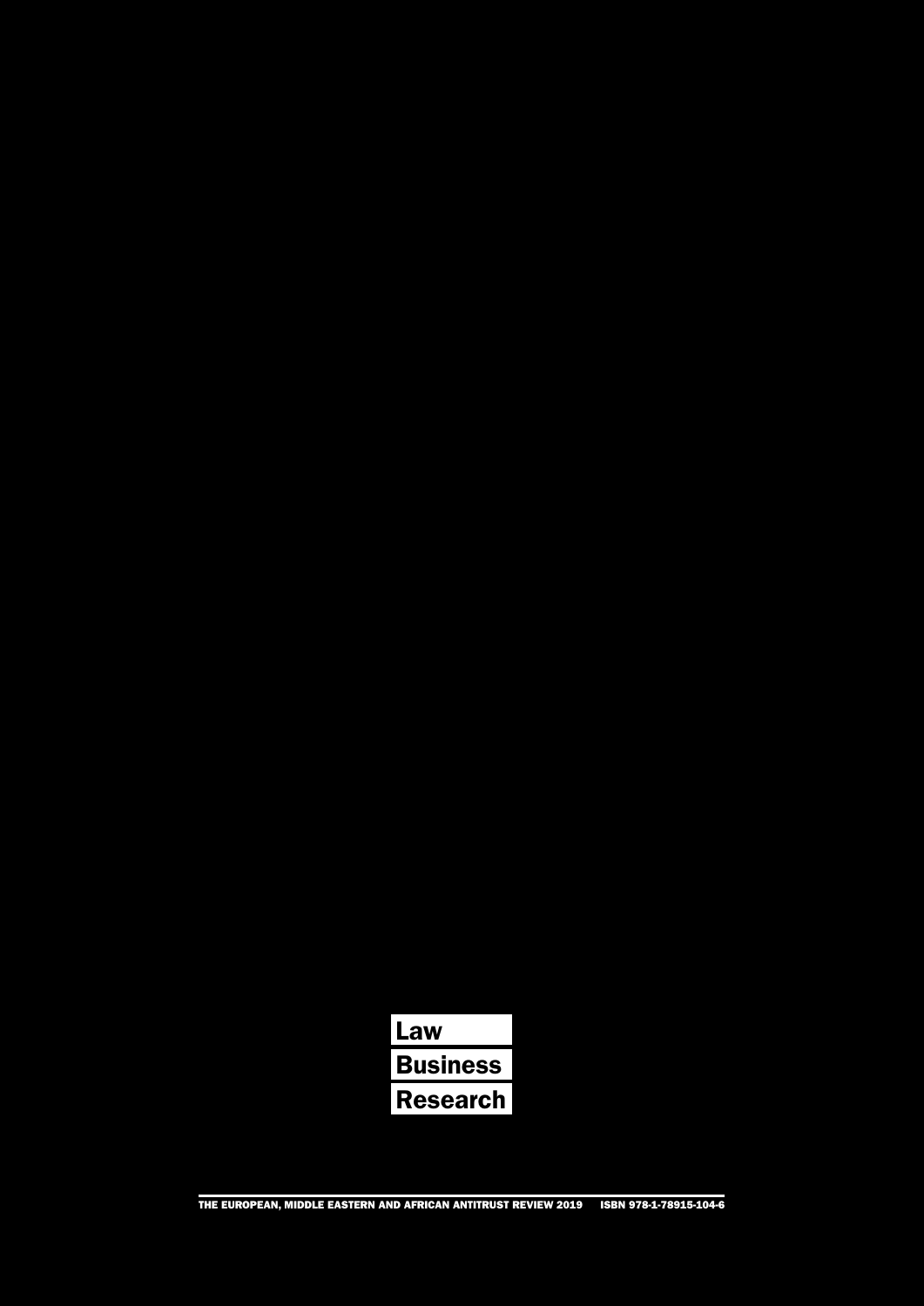Law

Business

Research

THE EUROPEAN, MIDDLE EASTERN AND AFRICAN ANTITRUST REVIEW 2019 ISBN 978-1-78915-104-6